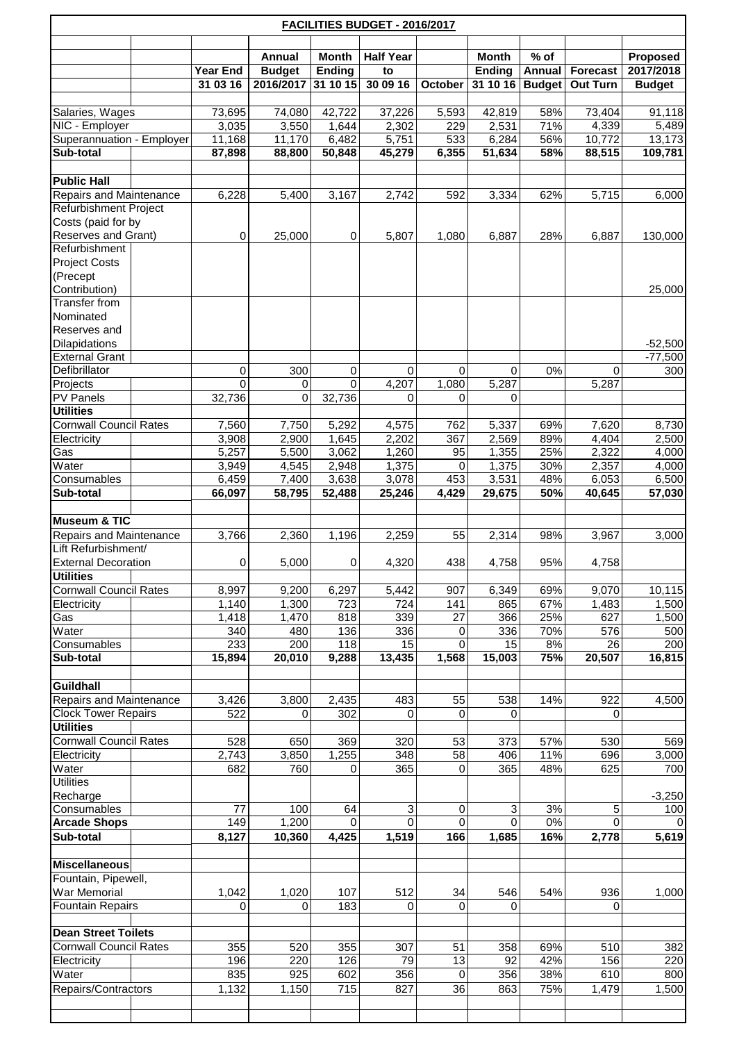# FACILITIES BUDGET - 2016/2017

| | Year End 31 03 16 | Annual Budget 2016/2017 | Month Ending 31 10 15 | Half Year to 30 09 16 | October | Month Ending 31 10 16 | % of Annual Budget | Forecast Out Turn | Proposed 2017/2018 Budget |
|---|---|---|---|---|---|---|---|---|---|
| Salaries, Wages | 73,695 | 74,080 | 42,722 | 37,226 | 5,593 | 42,819 | 58% | 73,404 | 91,118 |
| NIC - Employer | 3,035 | 3,550 | 1,644 | 2,302 | 229 | 2,531 | 71% | 4,339 | 5,489 |
| Superannuation - Employer | 11,168 | 11,170 | 6,482 | 5,751 | 533 | 6,284 | 56% | 10,772 | 13,173 |
| **Sub-total** | **87,898** | **88,800** | **50,848** | **45,279** | **6,355** | **51,634** | **58%** | **88,515** | **109,781** |
| | | | | | | | | | |
| **Public Hall** | | | | | | | | | |
| Repairs and Maintenance | 6,228 | 5,400 | 3,167 | 2,742 | 592 | 3,334 | 62% | 5,715 | 6,000 |
| Refurbishment Project Costs (paid for by Reserves and Grant) | 0 | 25,000 | 0 | 5,807 | 1,080 | 6,887 | 28% | 6,887 | 130,000 |
| Refurbishment Project Costs (Precept Contribution) | | | | | | | | | 25,000 |
| Transfer from Nominated Reserves and Dilapidations | | | | | | | | | -52,500 |
| External Grant | | | | | | | | | -77,500 |
| Defibrillator | 0 | 300 | 0 | 0 | 0 | 0 | 0% | 0 | 300 |
| Projects | 0 | 0 | 0 | 4,207 | 1,080 | 5,287 | | 5,287 | |
| PV Panels | 32,736 | 0 | 32,736 | 0 | 0 | 0 | | | |
| **Utilities** | | | | | | | | | |
| Cornwall Council Rates | 7,560 | 7,750 | 5,292 | 4,575 | 762 | 5,337 | 69% | 7,620 | 8,730 |
| Electricity | 3,908 | 2,900 | 1,645 | 2,202 | 367 | 2,569 | 89% | 4,404 | 2,500 |
| Gas | 5,257 | 5,500 | 3,062 | 1,260 | 95 | 1,355 | 25% | 2,322 | 4,000 |
| Water | 3,949 | 4,545 | 2,948 | 1,375 | 0 | 1,375 | 30% | 2,357 | 4,000 |
| Consumables | 6,459 | 7,400 | 3,638 | 3,078 | 453 | 3,531 | 48% | 6,053 | 6,500 |
| **Sub-total** | **66,097** | **58,795** | **52,488** | **25,246** | **4,429** | **29,675** | **50%** | **40,645** | **57,030** |
| | | | | | | | | | |
| **Museum & TIC** | | | | | | | | | |
| Repairs and Maintenance | 3,766 | 2,360 | 1,196 | 2,259 | 55 | 2,314 | 98% | 3,967 | 3,000 |
| Lift Refurbishment/ External Decoration | 0 | 5,000 | 0 | 4,320 | 438 | 4,758 | 95% | 4,758 | |
| **Utilities** | | | | | | | | | |
| Cornwall Council Rates | 8,997 | 9,200 | 6,297 | 5,442 | 907 | 6,349 | 69% | 9,070 | 10,115 |
| Electricity | 1,140 | 1,300 | 723 | 724 | 141 | 865 | 67% | 1,483 | 1,500 |
| Gas | 1,418 | 1,470 | 818 | 339 | 27 | 366 | 25% | 627 | 1,500 |
| Water | 340 | 480 | 136 | 336 | 0 | 336 | 70% | 576 | 500 |
| Consumables | 233 | 200 | 118 | 15 | 0 | 15 | 8% | 26 | 200 |
| **Sub-total** | **15,894** | **20,010** | **9,288** | **13,435** | **1,568** | **15,003** | **75%** | **20,507** | **16,815** |
| | | | | | | | | | |
| **Guildhall** | | | | | | | | | |
| Repairs and Maintenance | 3,426 | 3,800 | 2,435 | 483 | 55 | 538 | 14% | 922 | 4,500 |
| Clock Tower Repairs | 522 | 0 | 302 | 0 | 0 | 0 | | 0 | |
| **Utilities** | | | | | | | | | |
| Cornwall Council Rates | 528 | 650 | 369 | 320 | 53 | 373 | 57% | 530 | 569 |
| Electricity | 2,743 | 3,850 | 1,255 | 348 | 58 | 406 | 11% | 696 | 3,000 |
| Water | 682 | 760 | 0 | 365 | 0 | 365 | 48% | 625 | 700 |
| Utilities Recharge | | | | | | | | | -3,250 |
| Consumables | 77 | 100 | 64 | 3 | 0 | 3 | 3% | 5 | 100 |
| **Arcade Shops** | 149 | 1,200 | 0 | 0 | 0 | 0 | 0% | 0 | 0 |
| **Sub-total** | **8,127** | **10,360** | **4,425** | **1,519** | **166** | **1,685** | **16%** | **2,778** | **5,619** |
| | | | | | | | | | |
| **Miscellaneous** | | | | | | | | | |
| Fountain, Pipewell, War Memorial | 1,042 | 1,020 | 107 | 512 | 34 | 546 | 54% | 936 | 1,000 |
| Fountain Repairs | 0 | 0 | 183 | 0 | 0 | 0 | | 0 | |
| | | | | | | | | | |
| **Dean Street Toilets** | | | | | | | | | |
| Cornwall Council Rates | 355 | 520 | 355 | 307 | 51 | 358 | 69% | 510 | 382 |
| Electricity | 196 | 220 | 126 | 79 | 13 | 92 | 42% | 156 | 220 |
| Water | 835 | 925 | 602 | 356 | 0 | 356 | 38% | 610 | 800 |
| Repairs/Contractors | 1,132 | 1,150 | 715 | 827 | 36 | 863 | 75% | 1,479 | 1,500 |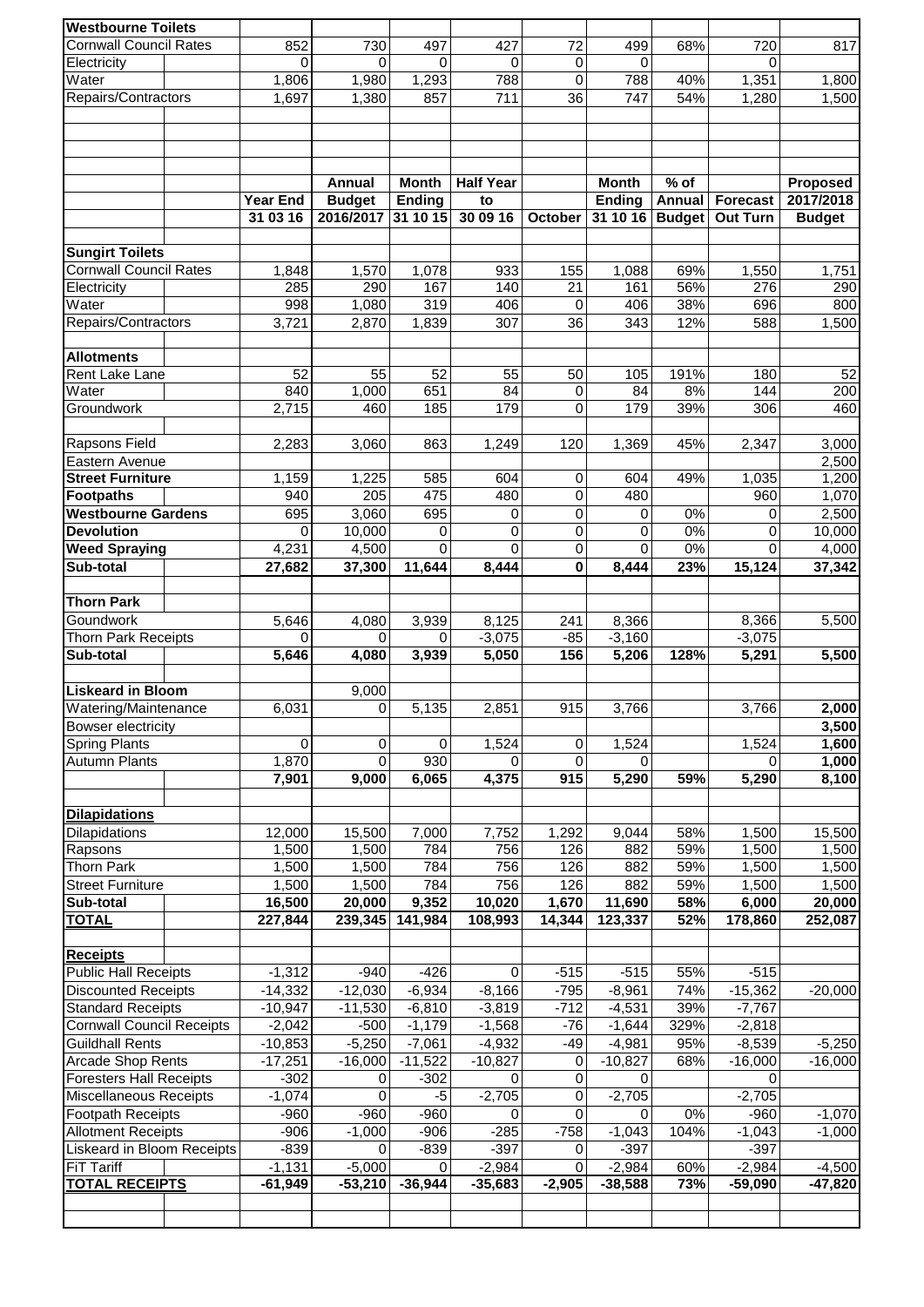| | | | | | | | | | |
|---|---|---|---|---|---|---|---|---|---|
| **Westbourne Toilets** | | | | | | | | | |
| Cornwall Council Rates | 852 | 730 | 497 | 427 | 72 | 499 | 68% | 720 | 817 |
| Electricity | 0 | 0 | 0 | 0 | 0 | 0 | | 0 | |
| Water | 1,806 | 1,980 | 1,293 | 788 | 0 | 788 | 40% | 1,351 | 1,800 |
| Repairs/Contractors | 1,697 | 1,380 | 857 | 711 | 36 | 747 | 54% | 1,280 | 1,500 |
| | | | | | | | | | |
| | **Year End 31 03 16** | **Annual Budget 2016/2017** | **Month Ending 31 10 15** | **Half Year to 30 09 16** | **October** | **Month Ending 31 10 16** | **% of Annual Budget** | **Forecast Out Turn** | **Proposed 2017/2018 Budget** |
| **Sungirt Toilets** | | | | | | | | | |
| Cornwall Council Rates | 1,848 | 1,570 | 1,078 | 933 | 155 | 1,088 | 69% | 1,550 | 1,751 |
| Electricity | 285 | 290 | 167 | 140 | 21 | 161 | 56% | 276 | 290 |
| Water | 998 | 1,080 | 319 | 406 | 0 | 406 | 38% | 696 | 800 |
| Repairs/Contractors | 3,721 | 2,870 | 1,839 | 307 | 36 | 343 | 12% | 588 | 1,500 |
| | | | | | | | | | |
| **Allotments** | | | | | | | | | |
| Rent Lake Lane | 52 | 55 | 52 | 55 | 50 | 105 | 191% | 180 | 52 |
| Water | 840 | 1,000 | 651 | 84 | 0 | 84 | 8% | 144 | 200 |
| Groundwork | 2,715 | 460 | 185 | 179 | 0 | 179 | 39% | 306 | 460 |
| | | | | | | | | | |
| Rapsons Field | 2,283 | 3,060 | 863 | 1,249 | 120 | 1,369 | 45% | 2,347 | 3,000 |
| Eastern Avenue | | | | | | | | | 2,500 |
| **Street Furniture** | 1,159 | 1,225 | 585 | 604 | 0 | 604 | 49% | 1,035 | 1,200 |
| **Footpaths** | 940 | 205 | 475 | 480 | 0 | 480 | | 960 | 1,070 |
| **Westbourne Gardens** | 695 | 3,060 | 695 | 0 | 0 | 0 | 0% | 0 | 2,500 |
| **Devolution** | 0 | 10,000 | 0 | 0 | 0 | 0 | 0% | 0 | 10,000 |
| **Weed Spraying** | 4,231 | 4,500 | 0 | 0 | 0 | 0 | 0% | 0 | 4,000 |
| **Sub-total** | **27,682** | **37,300** | **11,644** | **8,444** | **0** | **8,444** | **23%** | **15,124** | **37,342** |
| | | | | | | | | | |
| **Thorn Park** | | | | | | | | | |
| Goundwork | 5,646 | 4,080 | 3,939 | 8,125 | 241 | 8,366 | | 8,366 | 5,500 |
| Thorn Park Receipts | 0 | 0 | 0 | -3,075 | -85 | -3,160 | | -3,075 | |
| **Sub-total** | **5,646** | **4,080** | **3,939** | **5,050** | **156** | **5,206** | **128%** | **5,291** | **5,500** |
| | | | | | | | | | |
| **Liskeard in Bloom** | | 9,000 | | | | | | | |
| Watering/Maintenance | 6,031 | 0 | 5,135 | 2,851 | 915 | 3,766 | | 3,766 | **2,000** |
| Bowser electricity | | | | | | | | | **3,500** |
| Spring Plants | 0 | 0 | 0 | 1,524 | 0 | 1,524 | | 1,524 | **1,600** |
| Autumn Plants | 1,870 | 0 | 930 | 0 | 0 | 0 | | 0 | **1,000** |
| | **7,901** | **9,000** | **6,065** | **4,375** | **915** | **5,290** | **59%** | **5,290** | **8,100** |
| | | | | | | | | | |
| **Dilapidations** | | | | | | | | | |
| Dilapidations | 12,000 | 15,500 | 7,000 | 7,752 | 1,292 | 9,044 | 58% | 1,500 | 15,500 |
| Rapsons | 1,500 | 1,500 | 784 | 756 | 126 | 882 | 59% | 1,500 | 1,500 |
| Thorn Park | 1,500 | 1,500 | 784 | 756 | 126 | 882 | 59% | 1,500 | 1,500 |
| Street Furniture | 1,500 | 1,500 | 784 | 756 | 126 | 882 | 59% | 1,500 | 1,500 |
| **Sub-total** | **16,500** | **20,000** | **9,352** | **10,020** | **1,670** | **11,690** | **58%** | **6,000** | **20,000** |
| **TOTAL** | **227,844** | **239,345** | **141,984** | **108,993** | **14,344** | **123,337** | **52%** | **178,860** | **252,087** |
| | | | | | | | | | |
| **Receipts** | | | | | | | | | |
| Public Hall Receipts | -1,312 | -940 | -426 | 0 | -515 | -515 | 55% | -515 | |
| Discounted Receipts | -14,332 | -12,030 | -6,934 | -8,166 | -795 | -8,961 | 74% | -15,362 | -20,000 |
| Standard Receipts | -10,947 | -11,530 | -6,810 | -3,819 | -712 | -4,531 | 39% | -7,767 | |
| Cornwall Council Receipts | -2,042 | -500 | -1,179 | -1,568 | -76 | -1,644 | 329% | -2,818 | |
| Guildhall Rents | -10,853 | -5,250 | -7,061 | -4,932 | -49 | -4,981 | 95% | -8,539 | -5,250 |
| Arcade Shop Rents | -17,251 | -16,000 | -11,522 | -10,827 | 0 | -10,827 | 68% | -16,000 | -16,000 |
| Foresters Hall Receipts | -302 | 0 | -302 | 0 | 0 | 0 | | 0 | |
| Miscellaneous Receipts | -1,074 | 0 | -5 | -2,705 | 0 | -2,705 | | -2,705 | |
| Footpath Receipts | -960 | -960 | -960 | 0 | 0 | 0 | 0% | -960 | -1,070 |
| Allotment Receipts | -906 | -1,000 | -906 | -285 | -758 | -1,043 | 104% | -1,043 | -1,000 |
| Liskeard in Bloom Receipts | -839 | 0 | -839 | -397 | 0 | -397 | | -397 | |
| FiT Tariff | -1,131 | -5,000 | 0 | -2,984 | 0 | -2,984 | 60% | -2,984 | -4,500 |
| **TOTAL RECEIPTS** | **-61,949** | **-53,210** | **-36,944** | **-35,683** | **-2,905** | **-38,588** | **73%** | **-59,090** | **-47,820** |